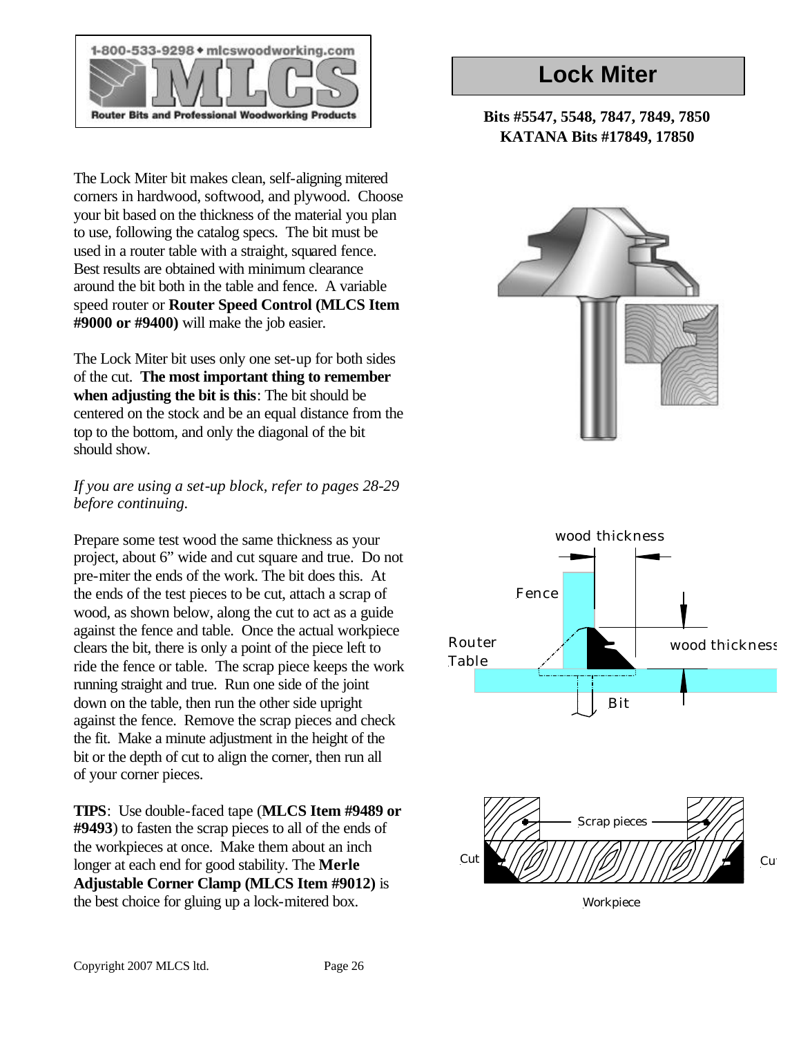1-800-533-9298 ◆ mlcswoodworking.com

**MLCS**

Router Bits and Professional Woodworking Products

# Lock Miter

**Bits #5547, 5548, 7847, 7849, 7850**
**KATANA Bits #17849, 17850**

The Lock Miter bit makes clean, self-aligning mitered corners in hardwood, softwood, and plywood. Choose your bit based on the thickness of the material you plan to use, following the catalog specs. The bit must be used in a router table with a straight, squared fence. Best results are obtained with minimum clearance around the bit both in the table and fence. A variable speed router or **Router Speed Control (MLCS Item #9000 or #9400)** will make the job easier.

The Lock Miter bit uses only one set-up for both sides of the cut. **The most important thing to remember when adjusting the bit is this**: The bit should be centered on the stock and be an equal distance from the top to the bottom, and only the diagonal of the bit should show.

*If you are using a set-up block, refer to pages 28-29 before continuing.*

Prepare some test wood the same thickness as your project, about 6" wide and cut square and true. Do not pre-miter the ends of the work. The bit does this. At the ends of the test pieces to be cut, attach a scrap of wood, as shown below, along the cut to act as a guide against the fence and table. Once the actual workpiece clears the bit, there is only a point of the piece left to ride the fence or table. The scrap piece keeps the work running straight and true. Run one side of the joint down on the table, then run the other side upright against the fence. Remove the scrap pieces and check the fit. Make a minute adjustment in the height of the bit or the depth of cut to align the corner, then run all of your corner pieces.

**TIPS**: Use double-faced tape (**MLCS Item #9489 or #9493**) to fasten the scrap pieces to all of the ends of the workpieces at once. Make them about an inch longer at each end for good stability. The **Merle Adjustable Corner Clamp (MLCS Item #9012)** is the best choice for gluing up a lock-mitered box.

wood thickness

Fence

Router Table

wood thickness

Bit

Scrap pieces

Cut

Cut

Workpiece

Copyright 2007 MLCS ltd.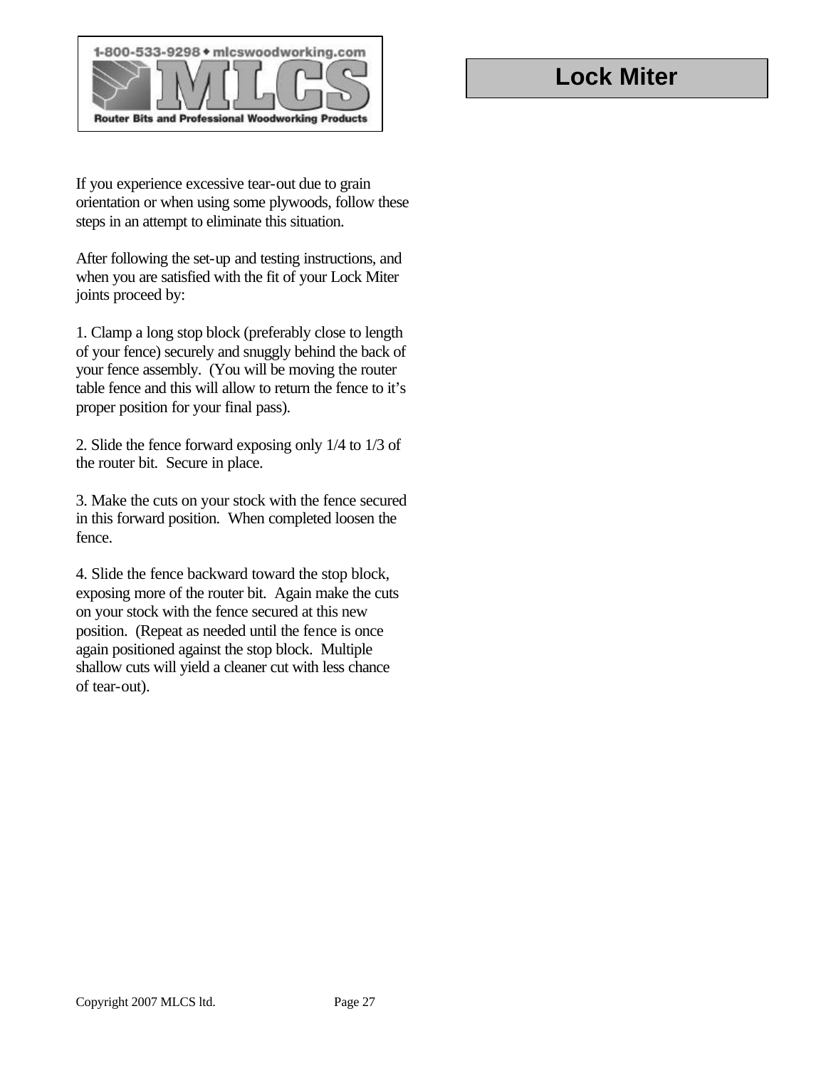# Lock Miter

If you experience excessive tear-out due to grain orientation or when using some plywoods, follow these steps in an attempt to eliminate this situation.

After following the set-up and testing instructions, and when you are satisfied with the fit of your Lock Miter joints proceed by:

1. Clamp a long stop block (preferably close to length of your fence) securely and snuggly behind the back of your fence assembly. (You will be moving the router table fence and this will allow to return the fence to it's proper position for your final pass).

2. Slide the fence forward exposing only 1/4 to 1/3 of the router bit. Secure in place.

3. Make the cuts on your stock with the fence secured in this forward position. When completed loosen the fence.

4. Slide the fence backward toward the stop block, exposing more of the router bit. Again make the cuts on your stock with the fence secured at this new position. (Repeat as needed until the fence is once again positioned against the stop block. Multiple shallow cuts will yield a cleaner cut with less chance of tear-out).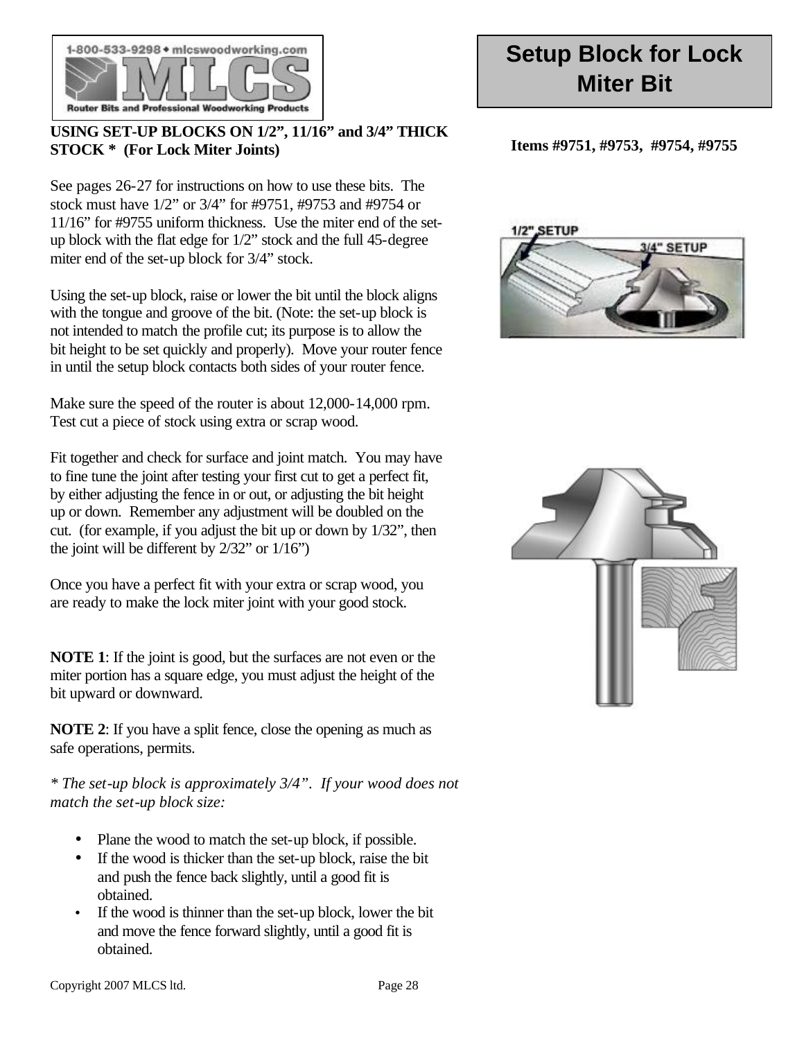# Setup Block for Lock Miter Bit

**Items #9751, #9753, #9754, #9755**

**USING SET-UP BLOCKS ON 1/2”, 11/16” and 3/4” THICK STOCK * (For Lock Miter Joints)**

See pages 26-27 for instructions on how to use these bits. The stock must have 1/2” or 3/4” for #9751, #9753 and #9754 or 11/16” for #9755 uniform thickness. Use the miter end of the set-up block with the flat edge for 1/2” stock and the full 45-degree miter end of the set-up block for 3/4” stock.

Using the set-up block, raise or lower the bit until the block aligns with the tongue and groove of the bit. (Note: the set-up block is not intended to match the profile cut; its purpose is to allow the bit height to be set quickly and properly). Move your router fence in until the setup block contacts both sides of your router fence.

Make sure the speed of the router is about 12,000-14,000 rpm. Test cut a piece of stock using extra or scrap wood.

Fit together and check for surface and joint match. You may have to fine tune the joint after testing your first cut to get a perfect fit, by either adjusting the fence in or out, or adjusting the bit height up or down. Remember any adjustment will be doubled on the cut. (for example, if you adjust the bit up or down by 1/32”, then the joint will be different by 2/32” or 1/16”)

Once you have a perfect fit with your extra or scrap wood, you are ready to make the lock miter joint with your good stock.

**NOTE 1**: If the joint is good, but the surfaces are not even or the miter portion has a square edge, you must adjust the height of the bit upward or downward.

**NOTE 2**: If you have a split fence, close the opening as much as safe operations, permits.

*\* The set-up block is approximately 3/4”. If your wood does not match the set-up block size:*

- Plane the wood to match the set-up block, if possible.
- If the wood is thicker than the set-up block, raise the bit and push the fence back slightly, until a good fit is obtained.
- If the wood is thinner than the set-up block, lower the bit and move the fence forward slightly, until a good fit is obtained.

Copyright 2007 MLCS ltd.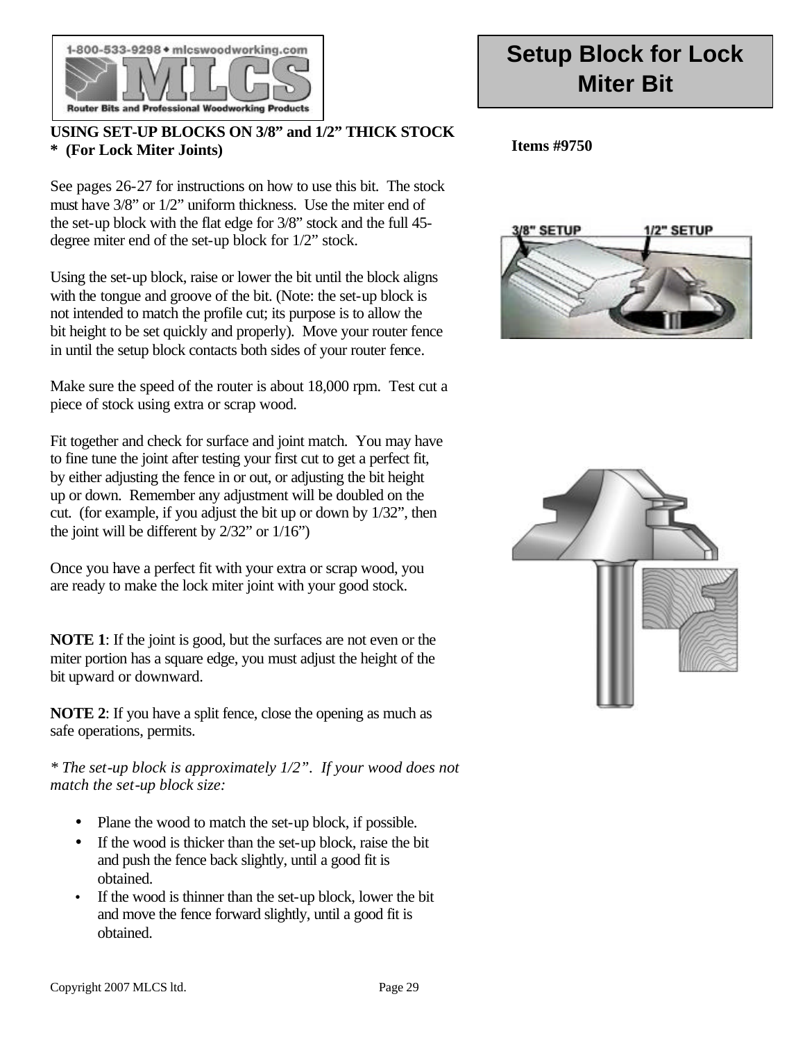# Setup Block for Lock Miter Bit

Items #9750

**USING SET-UP BLOCKS ON 3/8" and 1/2" THICK STOCK**
**\* (For Lock Miter Joints)**

See pages 26-27 for instructions on how to use this bit. The stock must have 3/8" or 1/2" uniform thickness. Use the miter end of the set-up block with the flat edge for 3/8" stock and the full 45-degree miter end of the set-up block for 1/2" stock.

Using the set-up block, raise or lower the bit until the block aligns with the tongue and groove of the bit. (Note: the set-up block is not intended to match the profile cut; its purpose is to allow the bit height to be set quickly and properly). Move your router fence in until the setup block contacts both sides of your router fence.

3/8" SETUP
1/2" SETUP

Make sure the speed of the router is about 18,000 rpm. Test cut a piece of stock using extra or scrap wood.

Fit together and check for surface and joint match. You may have to fine tune the joint after testing your first cut to get a perfect fit, by either adjusting the fence in or out, or adjusting the bit height up or down. Remember any adjustment will be doubled on the cut. (for example, if you adjust the bit up or down by 1/32", then the joint will be different by 2/32" or 1/16")

Once you have a perfect fit with your extra or scrap wood, you are ready to make the lock miter joint with your good stock.

**NOTE 1**: If the joint is good, but the surfaces are not even or the miter portion has a square edge, you must adjust the height of the bit upward or downward.

**NOTE 2**: If you have a split fence, close the opening as much as safe operations, permits.

*\* The set-up block is approximately 1/2". If your wood does not match the set-up block size:*

- Plane the wood to match the set-up block, if possible.
- If the wood is thicker than the set-up block, raise the bit and push the fence back slightly, until a good fit is obtained.
- If the wood is thinner than the set-up block, lower the bit and move the fence forward slightly, until a good fit is obtained.

Copyright 2007 MLCS ltd.